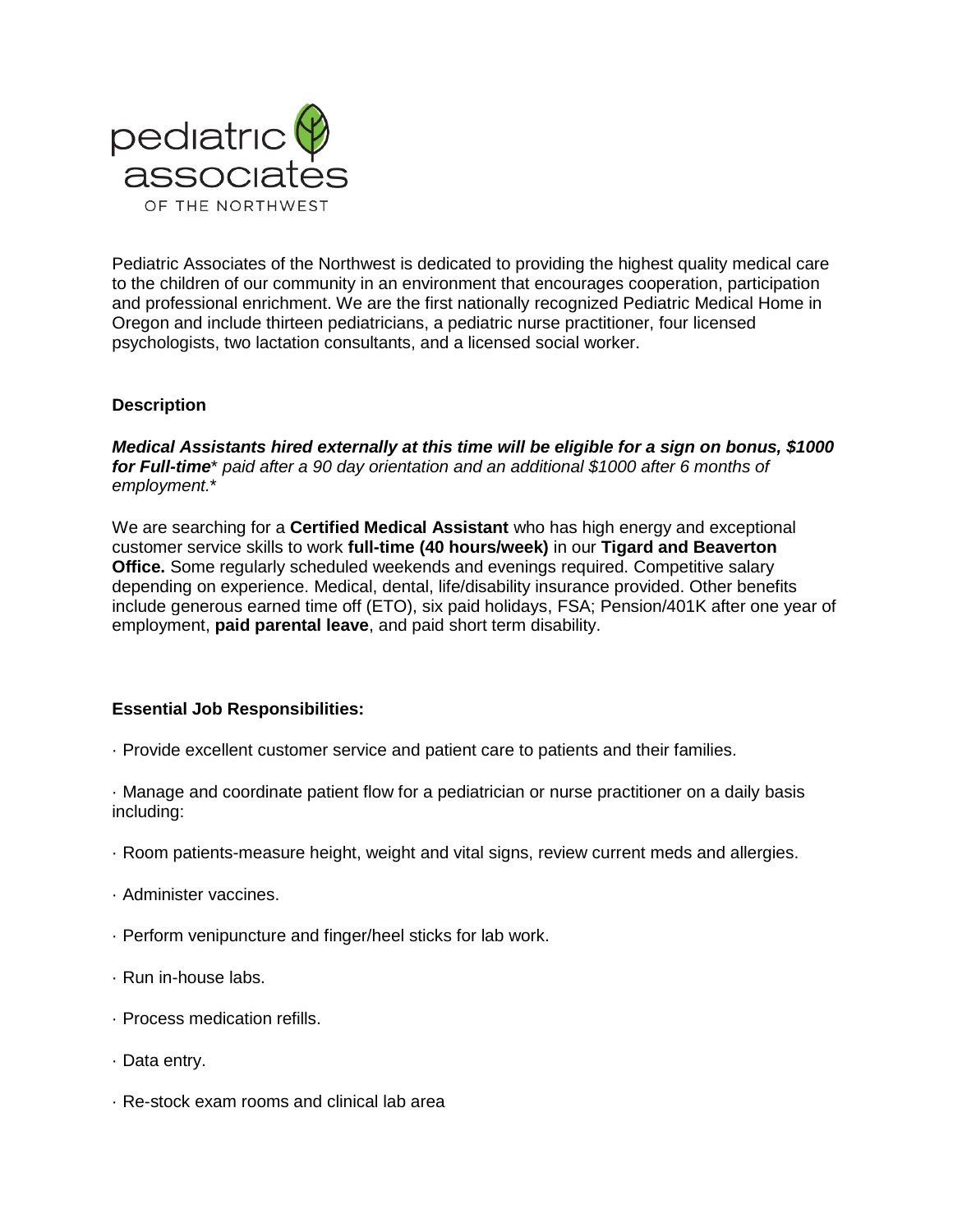pediatric associates

OF THE NORTHWEST

Pediatric Associates of the Northwest is dedicated to providing the highest quality medical care to the children of our community in an environment that encourages cooperation, participation and professional enrichment. We are the first nationally recognized Pediatric Medical Home in Oregon and include thirteen pediatricians, a pediatric nurse practitioner, four licensed psychologists, two lactation consultants, and a licensed social worker.

**Description**

***Medical Assistants hired externally at this time will be eligible for a sign on bonus, $1000 for Full-time**\* paid after a 90 day orientation and an additional $1000 after 6 months of employment.\**

We are searching for a **Certified Medical Assistant** who has high energy and exceptional customer service skills to work **full-time (40 hours/week)** in our **Tigard and Beaverton Office.** Some regularly scheduled weekends and evenings required. Competitive salary depending on experience. Medical, dental, life/disability insurance provided. Other benefits include generous earned time off (ETO), six paid holidays, FSA; Pension/401K after one year of employment, **paid parental leave**, and paid short term disability.

**Essential Job Responsibilities:**

· Provide excellent customer service and patient care to patients and their families.

· Manage and coordinate patient flow for a pediatrician or nurse practitioner on a daily basis including:

· Room patients-measure height, weight and vital signs, review current meds and allergies.

· Administer vaccines.

· Perform venipuncture and finger/heel sticks for lab work.

· Run in-house labs.

· Process medication refills.

· Data entry.

· Re-stock exam rooms and clinical lab area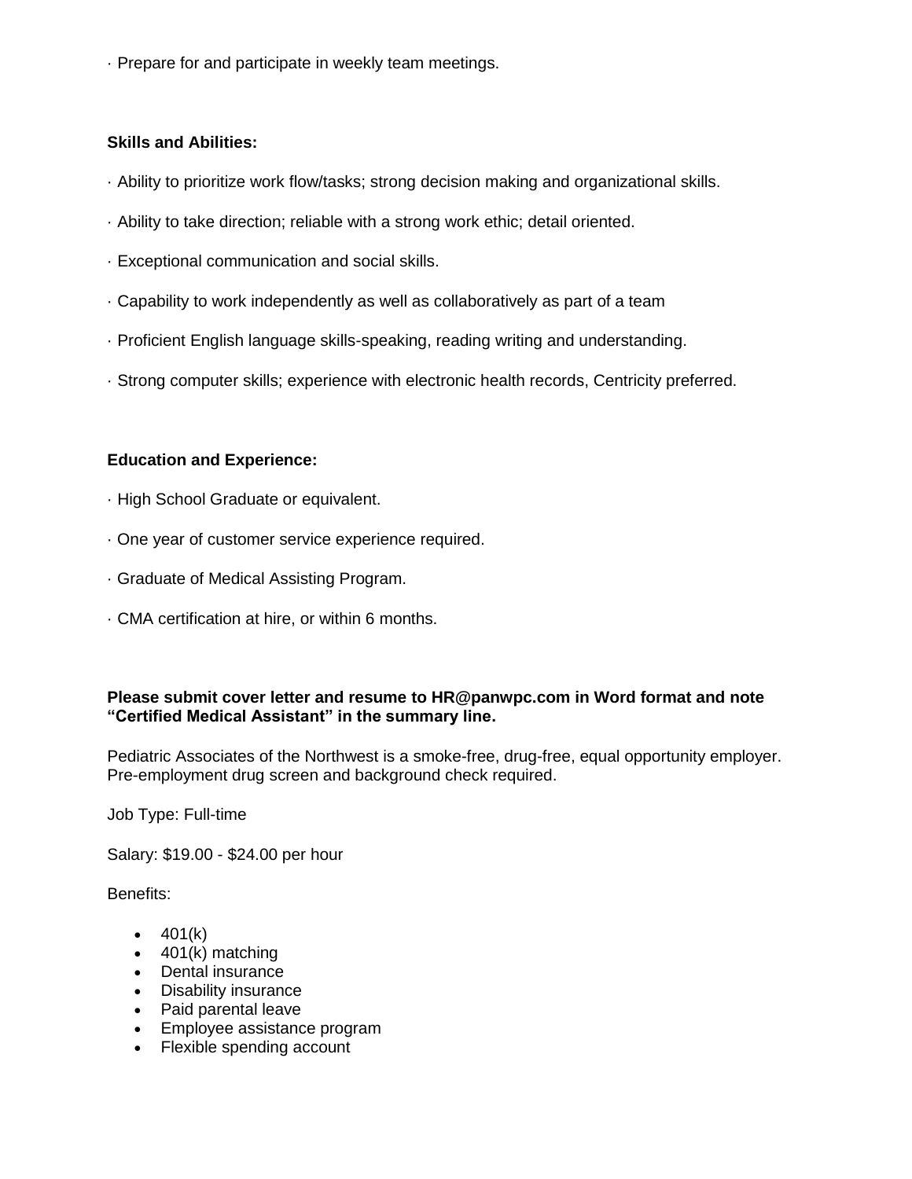· Prepare for and participate in weekly team meetings.

**Skills and Abilities:**

· Ability to prioritize work flow/tasks; strong decision making and organizational skills.

· Ability to take direction; reliable with a strong work ethic; detail oriented.

· Exceptional communication and social skills.

· Capability to work independently as well as collaboratively as part of a team

· Proficient English language skills-speaking, reading writing and understanding.

· Strong computer skills; experience with electronic health records, Centricity preferred.

**Education and Experience:**

· High School Graduate or equivalent.

· One year of customer service experience required.

· Graduate of Medical Assisting Program.

· CMA certification at hire, or within 6 months.

**Please submit cover letter and resume to HR@panwpc.com in Word format and note “Certified Medical Assistant” in the summary line.**

Pediatric Associates of the Northwest is a smoke-free, drug-free, equal opportunity employer. Pre-employment drug screen and background check required.

Job Type: Full-time

Salary: $19.00 - $24.00 per hour

Benefits:

- 401(k)
- 401(k) matching
- Dental insurance
- Disability insurance
- Paid parental leave
- Employee assistance program
- Flexible spending account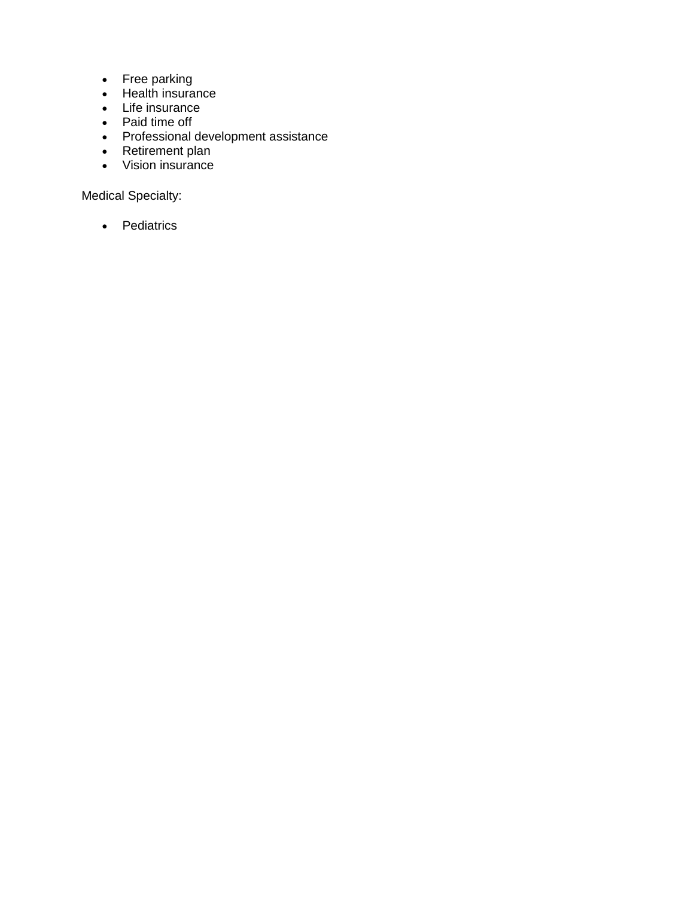- Free parking
- Health insurance
- Life insurance
- Paid time off
- Professional development assistance
- Retirement plan
- Vision insurance

Medical Specialty:

- Pediatrics